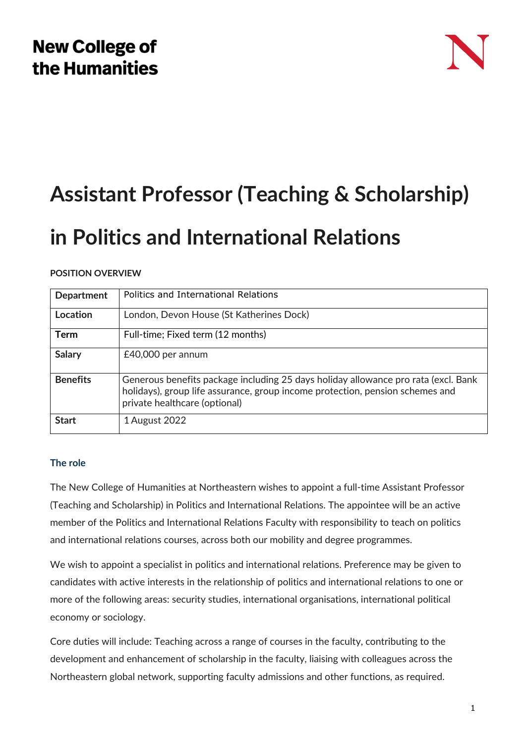New College of the Humanities

# Assistant Professor (Teaching & Scholarship) in Politics and International Relations

**POSITION OVERVIEW**

| **Department** | Politics and International Relations |
|---|---|
| **Location** | London, Devon House (St Katherines Dock) |
| **Term** | Full-time; Fixed term (12 months) |
| **Salary** | £40,000 per annum |
| **Benefits** | Generous benefits package including 25 days holiday allowance pro rata (excl. Bank holidays), group life assurance, group income protection, pension schemes and private healthcare (optional) |
| **Start** | 1 August 2022 |

### The role

The New College of Humanities at Northeastern wishes to appoint a full-time Assistant Professor (Teaching and Scholarship) in Politics and International Relations. The appointee will be an active member of the Politics and International Relations Faculty with responsibility to teach on politics and international relations courses, across both our mobility and degree programmes.

We wish to appoint a specialist in politics and international relations. Preference may be given to candidates with active interests in the relationship of politics and international relations to one or more of the following areas: security studies, international organisations, international political economy or sociology.

Core duties will include: Teaching across a range of courses in the faculty, contributing to the development and enhancement of scholarship in the faculty, liaising with colleagues across the Northeastern global network, supporting faculty admissions and other functions, as required.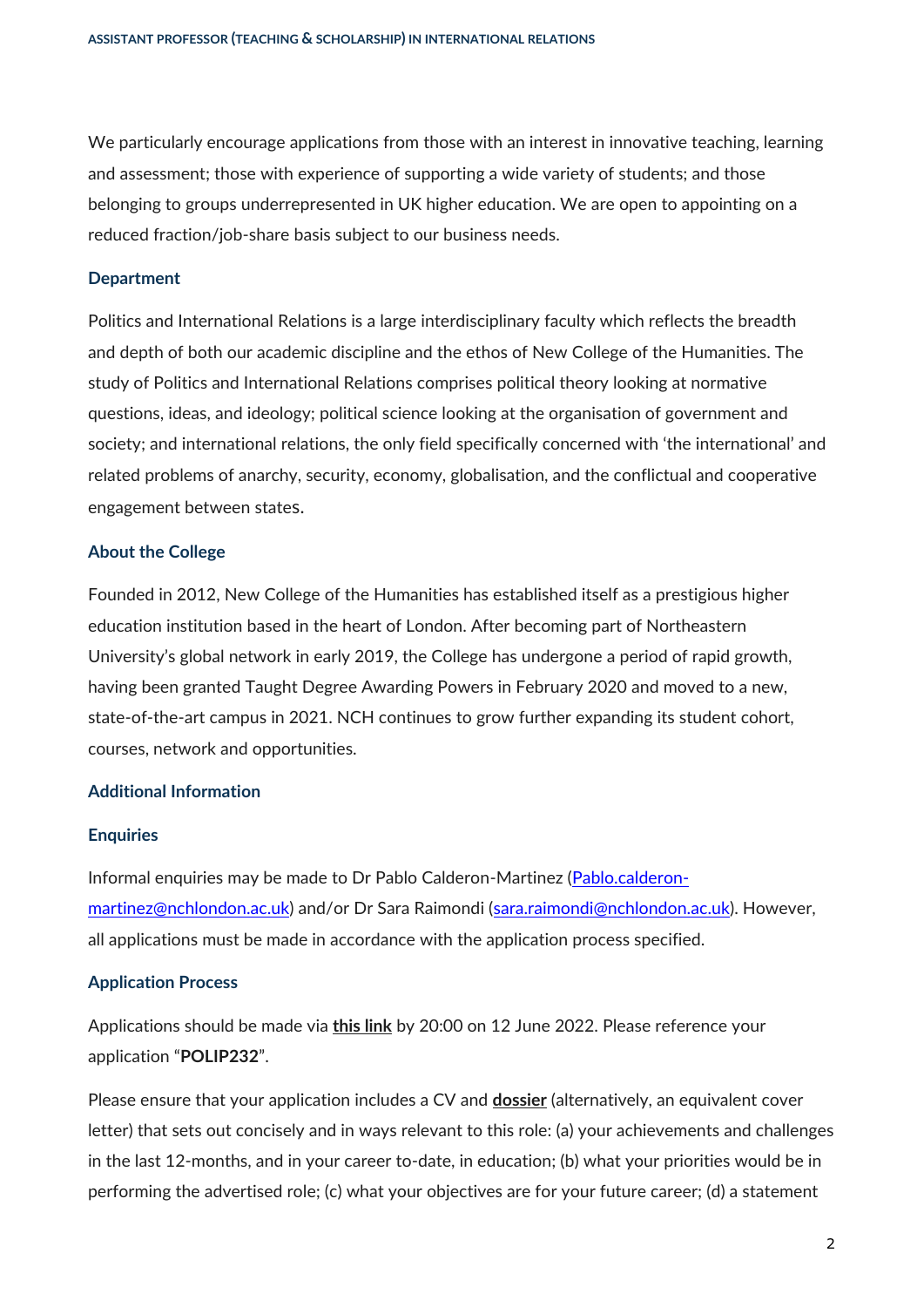We particularly encourage applications from those with an interest in innovative teaching, learning and assessment; those with experience of supporting a wide variety of students; and those belonging to groups underrepresented in UK higher education. We are open to appointing on a reduced fraction/job-share basis subject to our business needs.

### Department

Politics and International Relations is a large interdisciplinary faculty which reflects the breadth and depth of both our academic discipline and the ethos of New College of the Humanities. The study of Politics and International Relations comprises political theory looking at normative questions, ideas, and ideology; political science looking at the organisation of government and society; and international relations, the only field specifically concerned with 'the international' and related problems of anarchy, security, economy, globalisation, and the conflictual and cooperative engagement between states.

### About the College

Founded in 2012, New College of the Humanities has established itself as a prestigious higher education institution based in the heart of London. After becoming part of Northeastern University's global network in early 2019, the College has undergone a period of rapid growth, having been granted Taught Degree Awarding Powers in February 2020 and moved to a new, state-of-the-art campus in 2021. NCH continues to grow further expanding its student cohort, courses, network and opportunities.

### Additional Information

### Enquiries

Informal enquiries may be made to Dr Pablo Calderon-Martinez (Pablo.calderon-martinez@nchlondon.ac.uk) and/or Dr Sara Raimondi (sara.raimondi@nchlondon.ac.uk). However, all applications must be made in accordance with the application process specified.

### Application Process

Applications should be made via **this link** by 20:00 on 12 June 2022. Please reference your application "**POLIP232**".

Please ensure that your application includes a CV and **dossier** (alternatively, an equivalent cover letter) that sets out concisely and in ways relevant to this role: (a) your achievements and challenges in the last 12-months, and in your career to-date, in education; (b) what your priorities would be in performing the advertised role; (c) what your objectives are for your future career; (d) a statement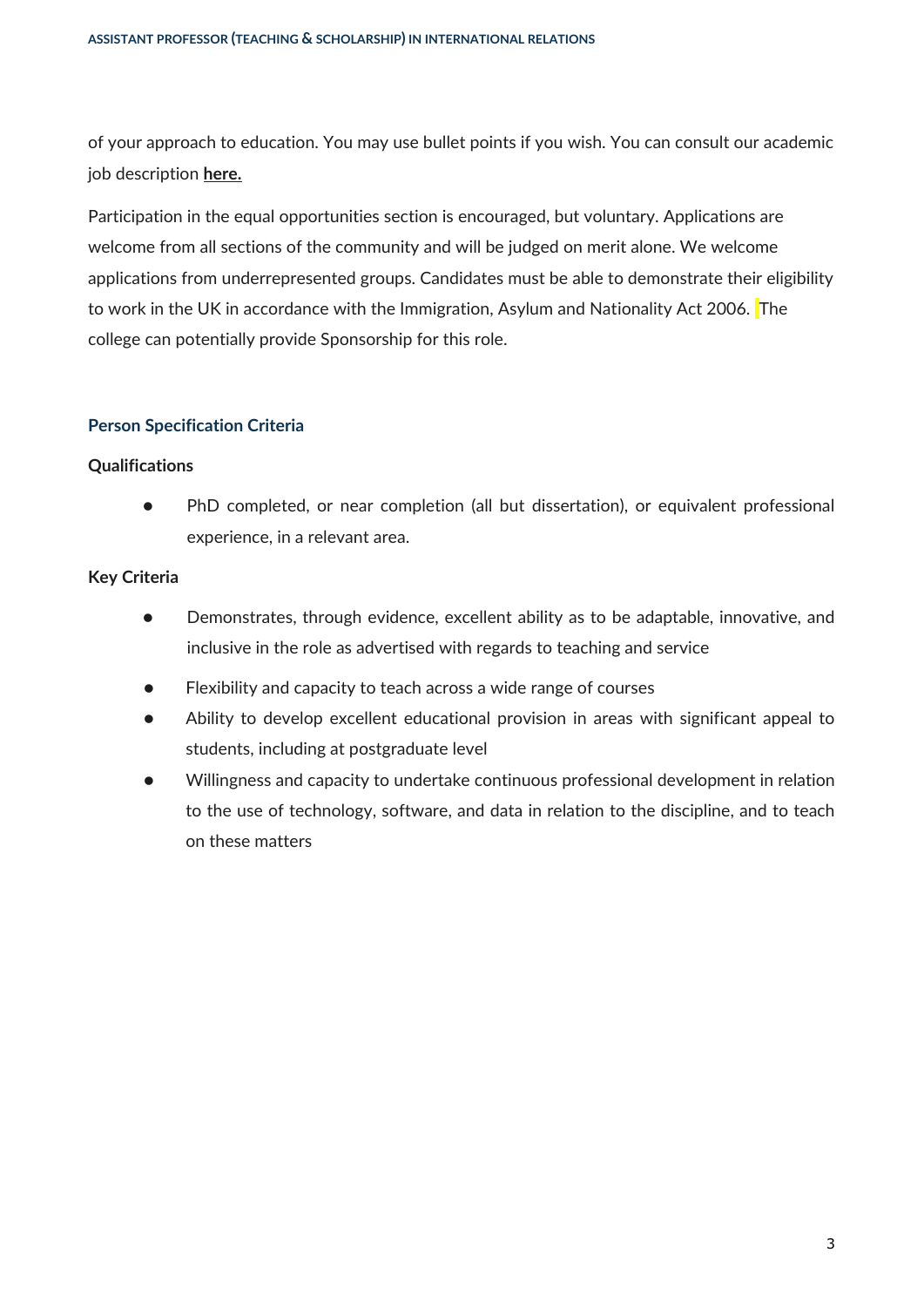of your approach to education. You may use bullet points if you wish. You can consult our academic job description **here.**

Participation in the equal opportunities section is encouraged, but voluntary. Applications are welcome from all sections of the community and will be judged on merit alone. We welcome applications from underrepresented groups. Candidates must be able to demonstrate their eligibility to work in the UK in accordance with the Immigration, Asylum and Nationality Act 2006. The college can potentially provide Sponsorship for this role.

## Person Specification Criteria

**Qualifications**

- PhD completed, or near completion (all but dissertation), or equivalent professional experience, in a relevant area.

**Key Criteria**

- Demonstrates, through evidence, excellent ability as to be adaptable, innovative, and inclusive in the role as advertised with regards to teaching and service
- Flexibility and capacity to teach across a wide range of courses
- Ability to develop excellent educational provision in areas with significant appeal to students, including at postgraduate level
- Willingness and capacity to undertake continuous professional development in relation to the use of technology, software, and data in relation to the discipline, and to teach on these matters